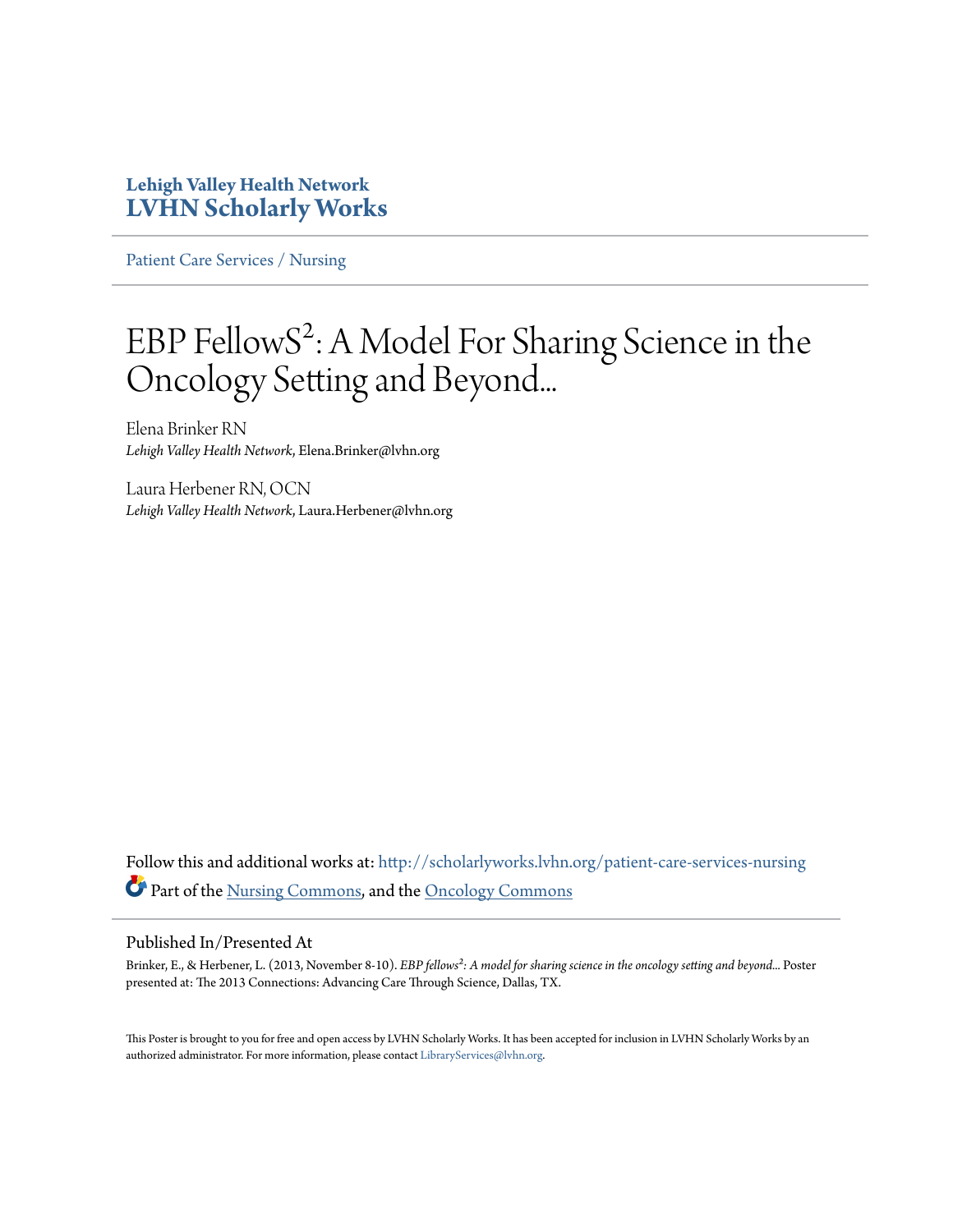**Lehigh Valley Health Network**
**LVHN Scholarly Works**

Patient Care Services / Nursing

# EBP FellowS$^2$: A Model For Sharing Science in the Oncology Setting and Beyond...

Elena Brinker RN
*Lehigh Valley Health Network*, Elena.Brinker@lvhn.org

Laura Herbener RN, OCN
*Lehigh Valley Health Network*, Laura.Herbener@lvhn.org

Follow this and additional works at: http://scholarlyworks.lvhn.org/patient-care-services-nursing

Part of the Nursing Commons, and the Oncology Commons

## Published In/Presented At

Brinker, E., & Herbener, L. (2013, November 8-10). *EBP fellows$^2$: A model for sharing science in the oncology setting and beyond...* Poster presented at: The 2013 Connections: Advancing Care Through Science, Dallas, TX.

This Poster is brought to you for free and open access by LVHN Scholarly Works. It has been accepted for inclusion in LVHN Scholarly Works by an authorized administrator. For more information, please contact LibraryServices@lvhn.org.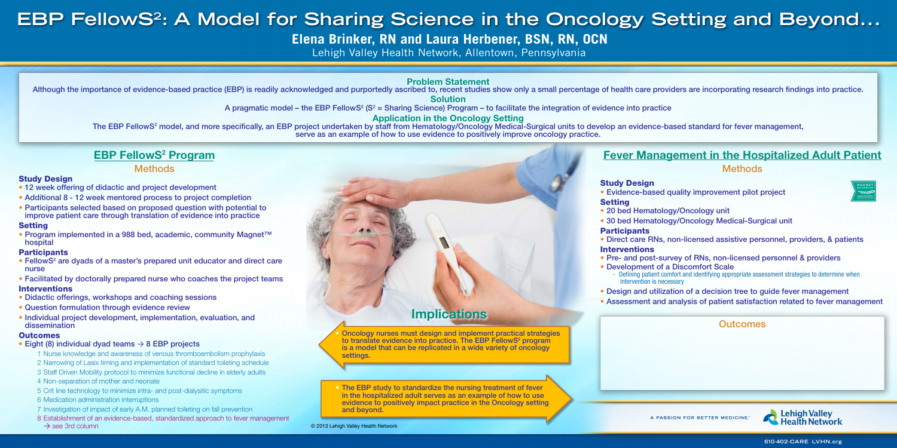# EBP FellowS²: A Model for Sharing Science in the Oncology Setting and Beyond...

**Elena Brinker, RN and Laura Herbener, BSN, RN, OCN**

Lehigh Valley Health Network, Allentown, Pennsylvania

### Problem Statement

Although the importance of evidence-based practice (EBP) is readily acknowledged and purportedly ascribed to, recent studies show only a small percentage of health care providers are incorporating research findings into practice.

### Solution

A pragmatic model – the EBP FellowS² (S² = Sharing Science) Program – to facilitate the integration of evidence into practice

### Application in the Oncology Setting

The EBP FellowS² model, and more specifically, an EBP project undertaken by staff from Hematology/Oncology Medical-Surgical units to develop an evidence-based standard for fever management, serve as an example of how to use evidence to positively improve oncology practice.

## EBP FellowS² Program

### Methods

**Study Design**

- 12 week offering of didactic and project development
- Additional 8 - 12 week mentored process to project completion
- Participants selected based on proposed question with potential to improve patient care through translation of evidence into practice

**Setting**

- Program implemented in a 988 bed, academic, community Magnet™ hospital

**Participants**

- FellowS² are dyads of a master's prepared unit educator and direct care nurse
- Facilitated by doctorally prepared nurse who coaches the project teams

**Interventions**

- Didactic offerings, workshops and coaching sessions
- Question formulation through evidence review
- Individual project development, implementation, evaluation, and dissemination

**Outcomes**

- Eight (8) individual dyad teams → 8 EBP projects
  1. Nurse knowledge and awareness of venous thromboembolism prophylaxis
  2. Narrowing of Lasix timing and implementation of standard toileting schedule
  3. Staff Driven Mobility protocol to minimize functional decline in elderly adults
  4. Non-separation of mother and neonate
  5. Crit line technology to minimize intra- and post-dialysitic symptoms
  6. Medication administration interruptions
  7. Investigation of impact of early A.M. planned toileting on fall prevention
  8. Establishment of an evidence-based, standardized approach to fever management → see 3rd column

## Implications

- Oncology nurses must design and implement practical strategies to translate evidence into practice. The EBP FellowS² program is a model that can be replicated in a wide variety of oncology settings.
- The EBP study to standardize the nursing treatment of fever in the hospitalized adult serves as an example of how to use evidence to positively impact practice in the Oncology setting and beyond.

© 2013 Lehigh Valley Health Network

## Fever Management in the Hospitalized Adult Patient

### Methods

**Study Design**

- Evidence-based quality improvement pilot project

**Setting**

- 20 bed Hematology/Oncology unit
- 30 bed Hematology/Oncology Medical-Surgical unit

**Participants**

- Direct care RNs, non-licensed assistive personnel, providers, & patients

**Interventions**

- Pre- and post-survey of RNs, non-licensed personnel & providers
- Development of a Discomfort Scale
  - Defining patient comfort and identifying appropriate assessment strategies to determine when intervention is necessary
- Design and utilization of a decision tree to guide fever management
- Assessment and analysis of patient satisfaction related to fever management

### Outcomes

A PASSION FOR BETTER MEDICINE.™

Lehigh Valley Health Network

610-402-CARE LVHN.org